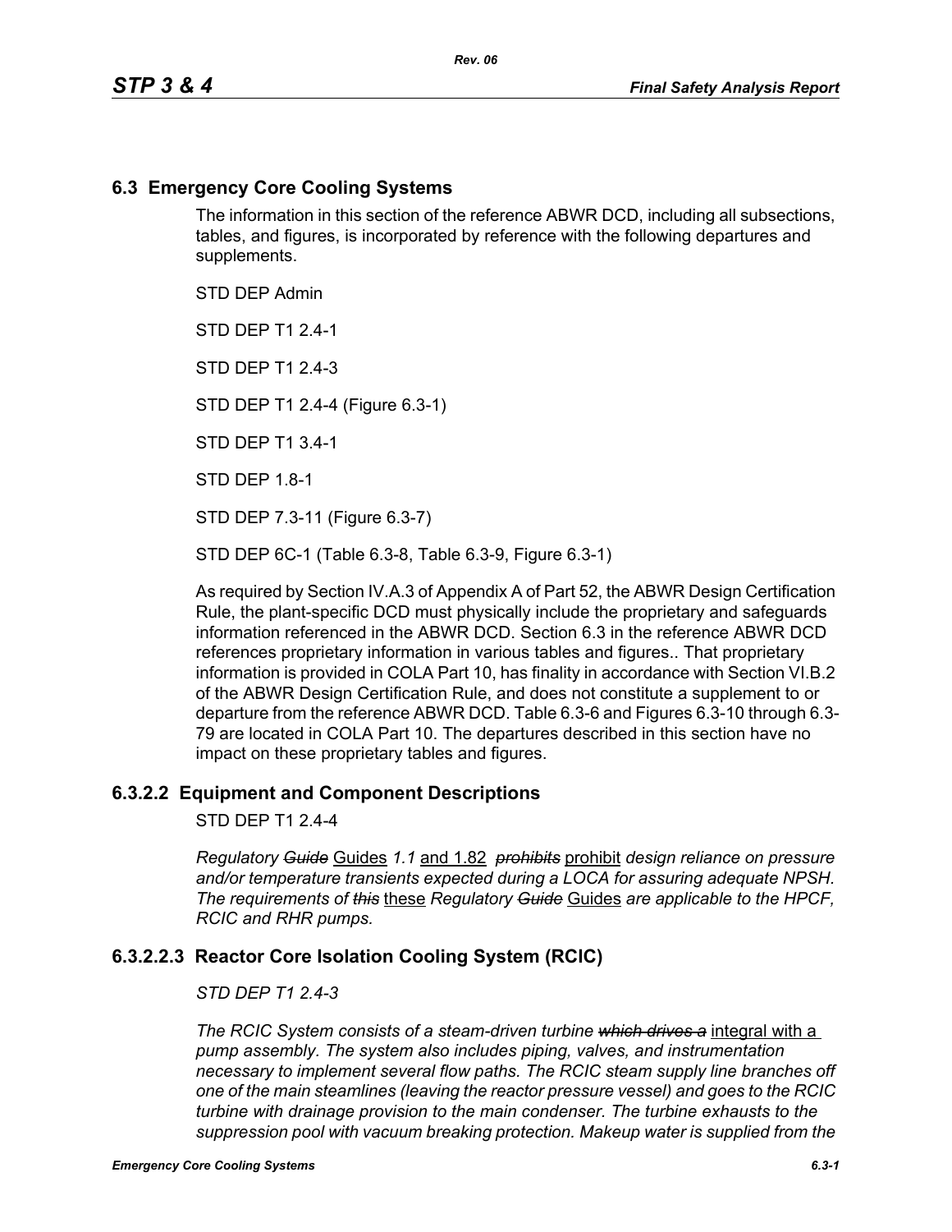## 6.3 Emergency Core Cooling Systems

The information in this section of the reference ABWR DCD, including all subsections, tables, and figures, is incorporated by reference with the following departures and supplements.

STD DEP Admin

STD DEP T1 2.4-1

STD DEP T1 2.4-3

STD DEP T1 2.4-4 (Figure 6.3-1)

STD DEP T1 3.4-1

STD DEP 1.8-1

STD DEP 7.3-11 (Figure 6.3-7)

STD DEP 6C-1 (Table 6.3-8, Table 6.3-9, Figure 6.3-1)

As required by Section IV.A.3 of Appendix A of Part 52, the ABWR Design Certification Rule, the plant-specific DCD must physically include the proprietary and safeguards information referenced in the ABWR DCD. Section 6.3 in the reference ABWR DCD references proprietary information in various tables and figures.. That proprietary information is provided in COLA Part 10, has finality in accordance with Section VI.B.2 of the ABWR Design Certification Rule, and does not constitute a supplement to or departure from the reference ABWR DCD. Table 6.3-6 and Figures 6.3-10 through 6.3-79 are located in COLA Part 10. The departures described in this section have no impact on these proprietary tables and figures.

### 6.3.2.2 Equipment and Component Descriptions

STD DEP T1 2.4-4

*Regulatory ~~Guide~~* Guides *1.1* and 1.82 *~~prohibits~~* prohibit *design reliance on pressure and/or temperature transients expected during a LOCA for assuring adequate NPSH. The requirements of ~~this~~* these *Regulatory ~~Guide~~* Guides *are applicable to the HPCF, RCIC and RHR pumps.*

### 6.3.2.2.3 Reactor Core Isolation Cooling System (RCIC)

*STD DEP T1 2.4-3*

*The RCIC System consists of a steam-driven turbine ~~which drives a~~* integral with a *pump assembly. The system also includes piping, valves, and instrumentation necessary to implement several flow paths. The RCIC steam supply line branches off one of the main steamlines (leaving the reactor pressure vessel) and goes to the RCIC turbine with drainage provision to the main condenser. The turbine exhausts to the suppression pool with vacuum breaking protection. Makeup water is supplied from the*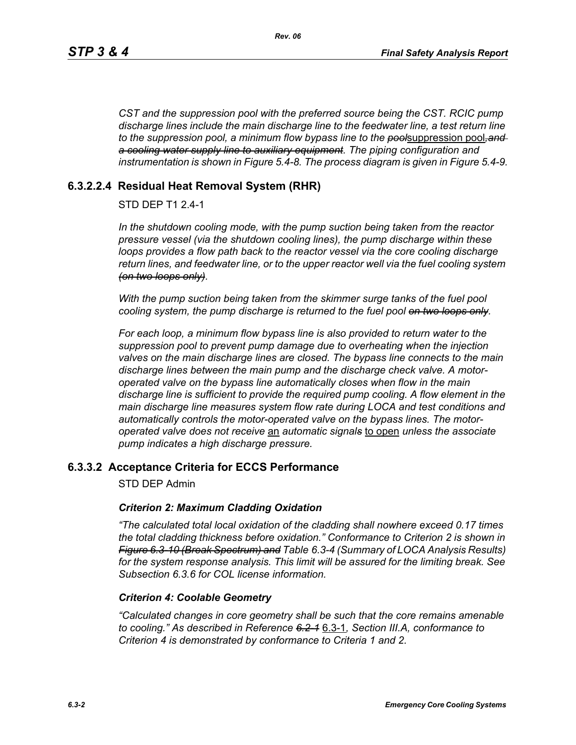*CST and the suppression pool with the preferred source being the CST. RCIC pump discharge lines include the main discharge line to the feedwater line, a test return line to the suppression pool, a minimum flow bypass line to the ~~pool~~*suppression pool*~~, and a cooling water supply line to auxiliary equipment~~. The piping configuration and instrumentation is shown in Figure 5.4-8. The process diagram is given in Figure 5.4-9.*

## 6.3.2.2.4 Residual Heat Removal System (RHR)

STD DEP T1 2.4-1

*In the shutdown cooling mode, with the pump suction being taken from the reactor pressure vessel (via the shutdown cooling lines), the pump discharge within these loops provides a flow path back to the reactor vessel via the core cooling discharge return lines, and feedwater line, or to the upper reactor well via the fuel cooling system ~~(on two loops only)~~.*

*With the pump suction being taken from the skimmer surge tanks of the fuel pool cooling system, the pump discharge is returned to the fuel pool ~~on two loops only~~.*

*For each loop, a minimum flow bypass line is also provided to return water to the suppression pool to prevent pump damage due to overheating when the injection valves on the main discharge lines are closed. The bypass line connects to the main discharge lines between the main pump and the discharge check valve. A motor-operated valve on the bypass line automatically closes when flow in the main discharge line is sufficient to provide the required pump cooling. A flow element in the main discharge line measures system flow rate during LOCA and test conditions and automatically controls the motor-operated valve on the bypass lines. The motor-operated valve does not receive* an *automatic signal~~s~~* to open *unless the associate pump indicates a high discharge pressure.*

## 6.3.3.2 Acceptance Criteria for ECCS Performance

STD DEP Admin

***Criterion 2: Maximum Cladding Oxidation***

*"The calculated total local oxidation of the cladding shall nowhere exceed 0.17 times the total cladding thickness before oxidation." Conformance to Criterion 2 is shown in ~~Figure 6.3-10 (Break Spectrum) and~~ Table 6.3-4 (Summary of LOCA Analysis Results) for the system response analysis. This limit will be assured for the limiting break. See Subsection 6.3.6 for COL license information.*

***Criterion 4: Coolable Geometry***

*"Calculated changes in core geometry shall be such that the core remains amenable to cooling." As described in Reference ~~6.2-1~~* 6.3-1*, Section III.A, conformance to Criterion 4 is demonstrated by conformance to Criteria 1 and 2.*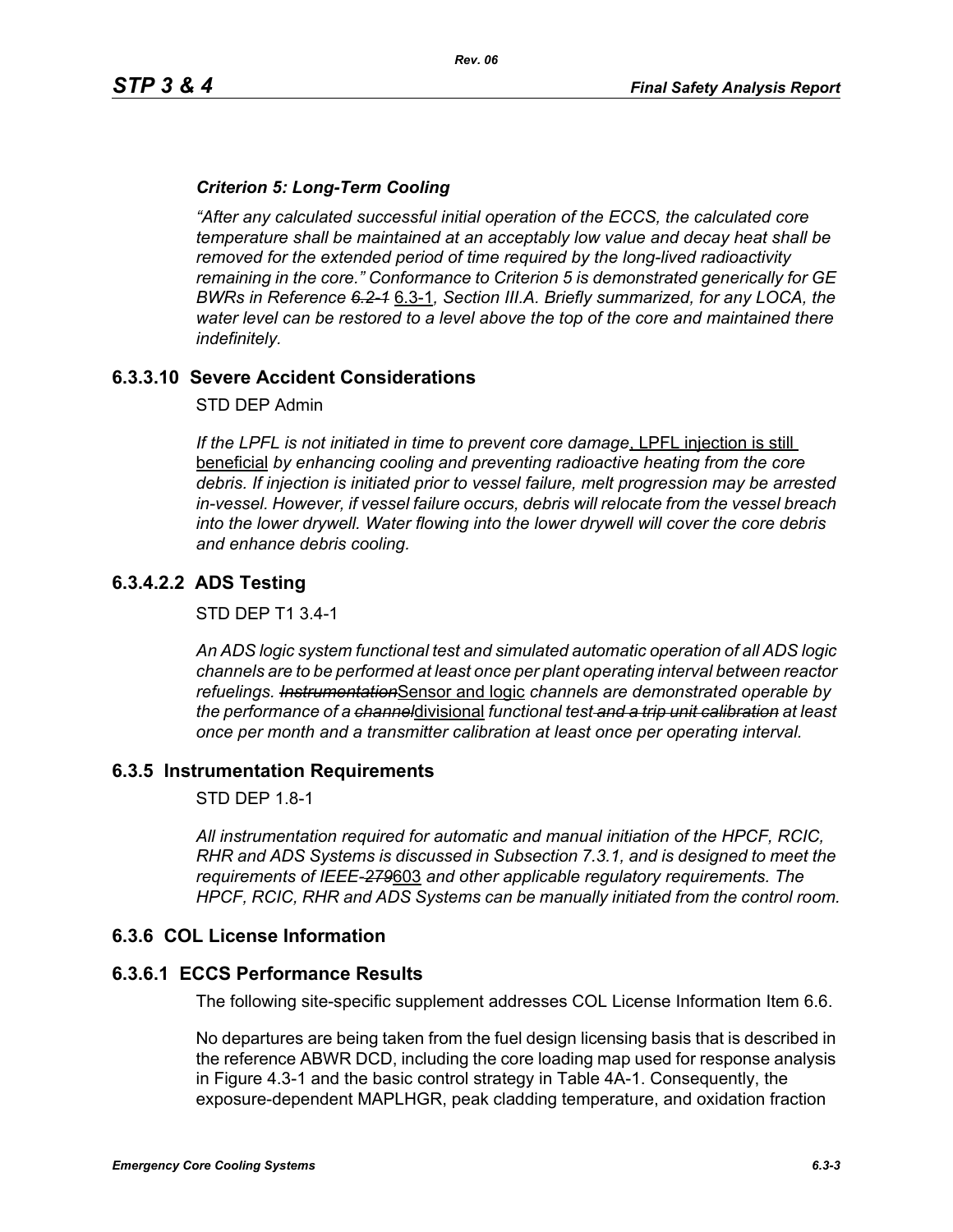*Criterion 5: Long-Term Cooling*

*"After any calculated successful initial operation of the ECCS, the calculated core temperature shall be maintained at an acceptably low value and decay heat shall be removed for the extended period of time required by the long-lived radioactivity remaining in the core." Conformance to Criterion 5 is demonstrated generically for GE BWRs in Reference ~~6.2-1~~* 6.3-1*, Section III.A. Briefly summarized, for any LOCA, the water level can be restored to a level above the top of the core and maintained there indefinitely.*

## 6.3.3.10 Severe Accident Considerations

STD DEP Admin

*If the LPFL is not initiated in time to prevent core damage*, LPFL injection is still beneficial *by enhancing cooling and preventing radioactive heating from the core debris. If injection is initiated prior to vessel failure, melt progression may be arrested in-vessel. However, if vessel failure occurs, debris will relocate from the vessel breach into the lower drywell. Water flowing into the lower drywell will cover the core debris and enhance debris cooling.*

## 6.3.4.2.2 ADS Testing

STD DEP T1 3.4-1

*An ADS logic system functional test and simulated automatic operation of all ADS logic channels are to be performed at least once per plant operating interval between reactor refuelings. ~~Instrumentation~~*Sensor and logic *channels are demonstrated operable by the performance of a ~~channel~~*divisional *functional test ~~and a trip unit calibration~~ at least once per month and a transmitter calibration at least once per operating interval.*

## 6.3.5 Instrumentation Requirements

STD DEP 1.8-1

*All instrumentation required for automatic and manual initiation of the HPCF, RCIC, RHR and ADS Systems is discussed in Subsection 7.3.1, and is designed to meet the requirements of IEEE-~~279~~*603 *and other applicable regulatory requirements. The HPCF, RCIC, RHR and ADS Systems can be manually initiated from the control room.*

## 6.3.6 COL License Information

## 6.3.6.1 ECCS Performance Results

The following site-specific supplement addresses COL License Information Item 6.6.

No departures are being taken from the fuel design licensing basis that is described in the reference ABWR DCD, including the core loading map used for response analysis in Figure 4.3-1 and the basic control strategy in Table 4A-1. Consequently, the exposure-dependent MAPLHGR, peak cladding temperature, and oxidation fraction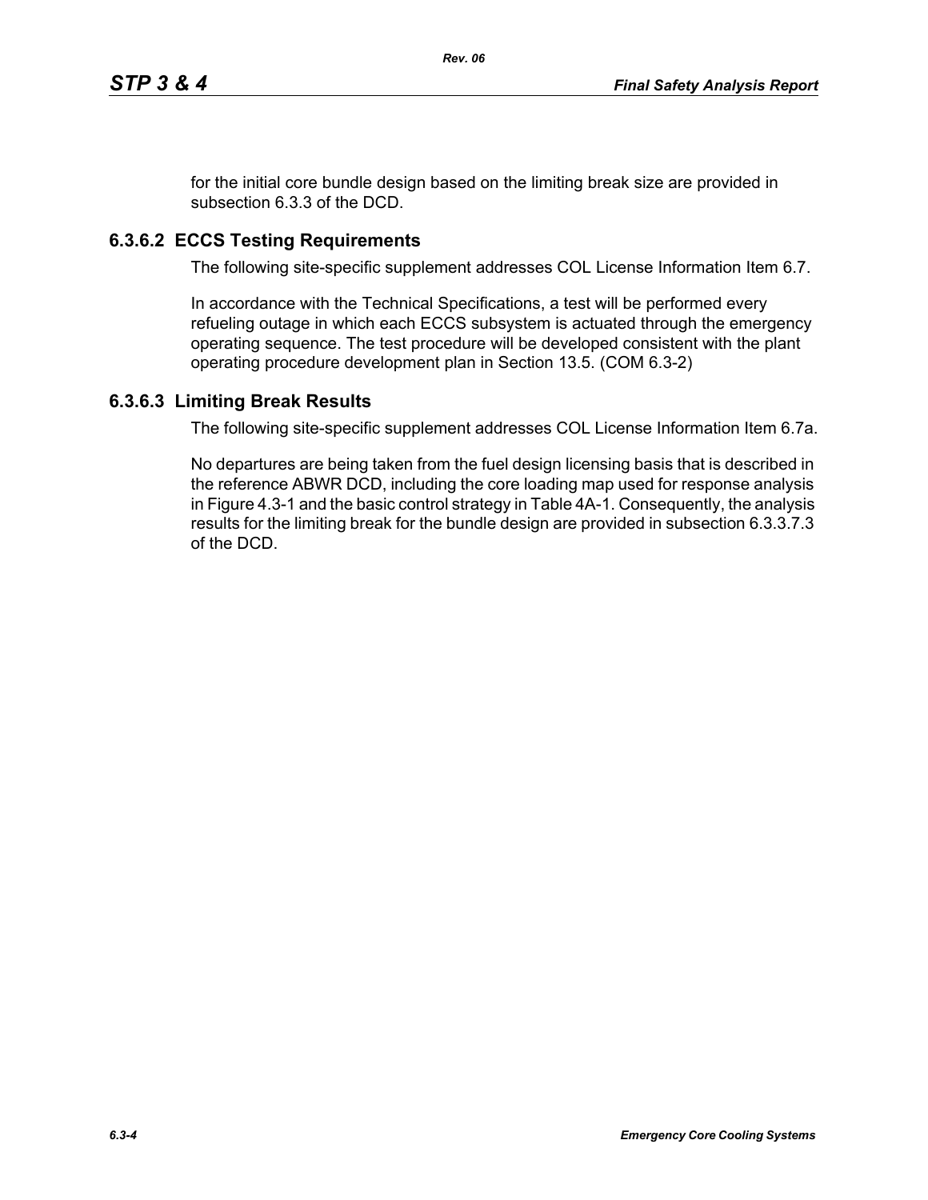for the initial core bundle design based on the limiting break size are provided in subsection 6.3.3 of the DCD.

### 6.3.6.2 ECCS Testing Requirements

The following site-specific supplement addresses COL License Information Item 6.7.

In accordance with the Technical Specifications, a test will be performed every refueling outage in which each ECCS subsystem is actuated through the emergency operating sequence. The test procedure will be developed consistent with the plant operating procedure development plan in Section 13.5. (COM 6.3-2)

### 6.3.6.3 Limiting Break Results

The following site-specific supplement addresses COL License Information Item 6.7a.

No departures are being taken from the fuel design licensing basis that is described in the reference ABWR DCD, including the core loading map used for response analysis in Figure 4.3-1 and the basic control strategy in Table 4A-1. Consequently, the analysis results for the limiting break for the bundle design are provided in subsection 6.3.3.7.3 of the DCD.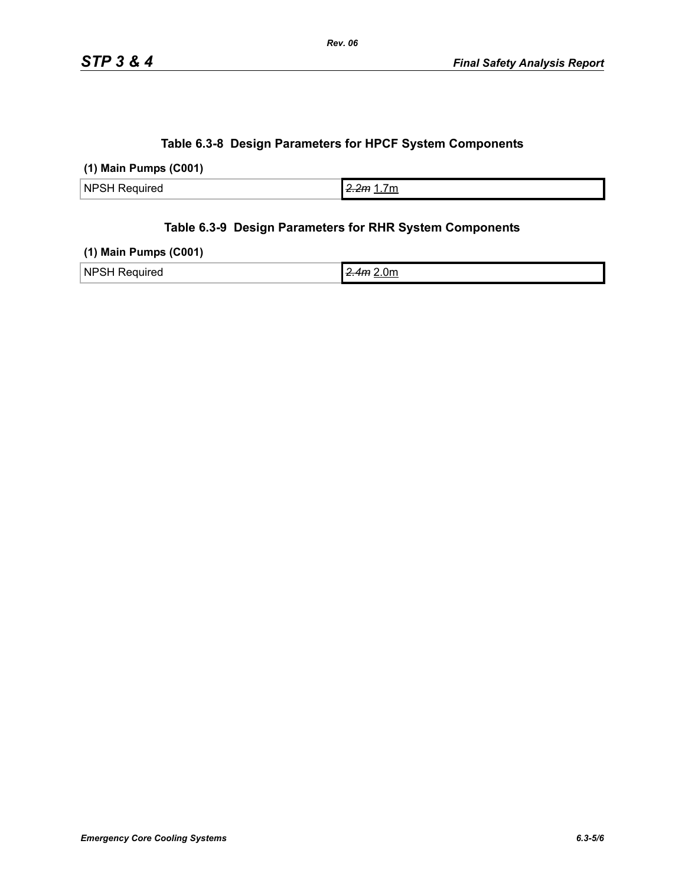### Table 6.3-8 Design Parameters for HPCF System Components

**(1) Main Pumps (C001)**

| | |
|---|---|
| NPSH Required | ~~*2.2m*~~ <u>1.7m</u> |

### Table 6.3-9 Design Parameters for RHR System Components

**(1) Main Pumps (C001)**

| | |
|---|---|
| NPSH Required | ~~*2.4m*~~ <u>2.0m</u> |